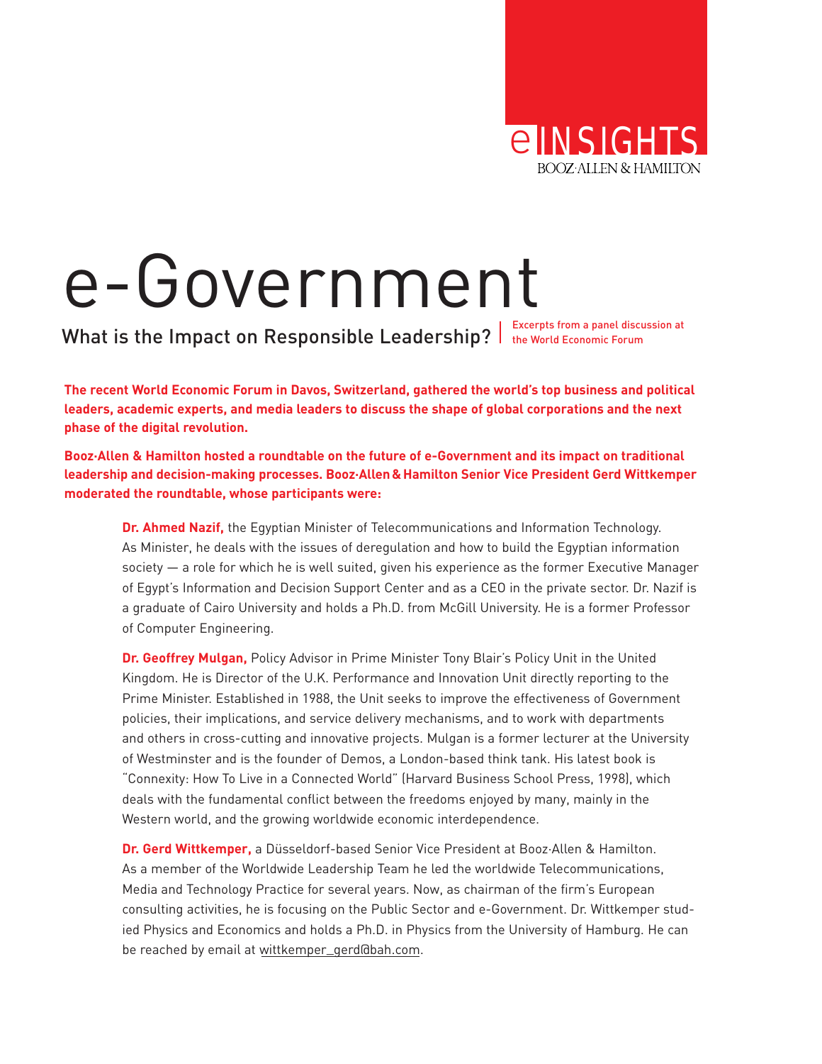eINSIGHTS
BOOZ·ALLEN & HAMILTON

# e-Government

## What is the Impact on Responsible Leadership?

Excerpts from a panel discussion at the World Economic Forum

**The recent World Economic Forum in Davos, Switzerland, gathered the world's top business and political leaders, academic experts, and media leaders to discuss the shape of global corporations and the next phase of the digital revolution.**

**Booz·Allen & Hamilton hosted a roundtable on the future of e-Government and its impact on traditional leadership and decision-making processes. Booz·Allen & Hamilton Senior Vice President Gerd Wittkemper moderated the roundtable, whose participants were:**

**Dr. Ahmed Nazif,** the Egyptian Minister of Telecommunications and Information Technology. As Minister, he deals with the issues of deregulation and how to build the Egyptian information society — a role for which he is well suited, given his experience as the former Executive Manager of Egypt's Information and Decision Support Center and as a CEO in the private sector. Dr. Nazif is a graduate of Cairo University and holds a Ph.D. from McGill University. He is a former Professor of Computer Engineering.

**Dr. Geoffrey Mulgan,** Policy Advisor in Prime Minister Tony Blair's Policy Unit in the United Kingdom. He is Director of the U.K. Performance and Innovation Unit directly reporting to the Prime Minister. Established in 1988, the Unit seeks to improve the effectiveness of Government policies, their implications, and service delivery mechanisms, and to work with departments and others in cross-cutting and innovative projects. Mulgan is a former lecturer at the University of Westminster and is the founder of Demos, a London-based think tank. His latest book is "Connexity: How To Live in a Connected World" (Harvard Business School Press, 1998), which deals with the fundamental conflict between the freedoms enjoyed by many, mainly in the Western world, and the growing worldwide economic interdependence.

**Dr. Gerd Wittkemper,** a Düsseldorf-based Senior Vice President at Booz·Allen & Hamilton. As a member of the Worldwide Leadership Team he led the worldwide Telecommunications, Media and Technology Practice for several years. Now, as chairman of the firm's European consulting activities, he is focusing on the Public Sector and e-Government. Dr. Wittkemper studied Physics and Economics and holds a Ph.D. in Physics from the University of Hamburg. He can be reached by email at wittkemper_gerd@bah.com.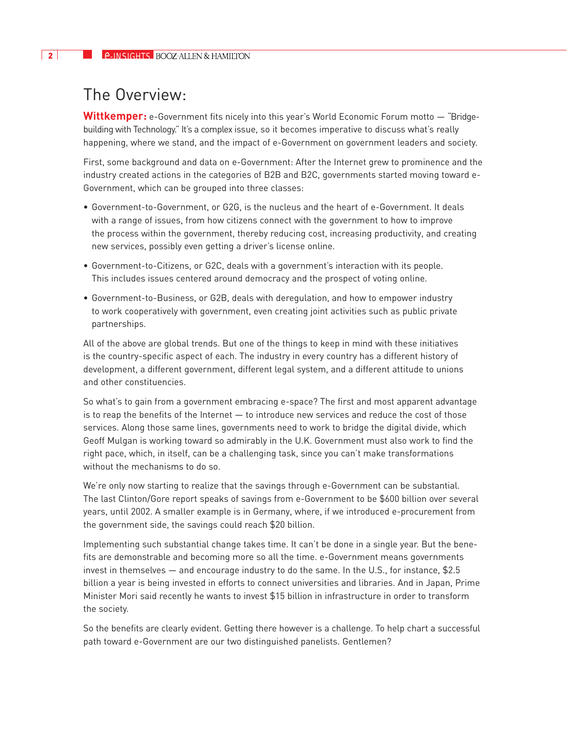## The Overview:

**Wittkemper:** e-Government fits nicely into this year's World Economic Forum motto — "Bridge-building with Technology." It's a complex issue, so it becomes imperative to discuss what's really happening, where we stand, and the impact of e-Government on government leaders and society.

First, some background and data on e-Government: After the Internet grew to prominence and the industry created actions in the categories of B2B and B2C, governments started moving toward e-Government, which can be grouped into three classes:

- Government-to-Government, or G2G, is the nucleus and the heart of e-Government. It deals with a range of issues, from how citizens connect with the government to how to improve the process within the government, thereby reducing cost, increasing productivity, and creating new services, possibly even getting a driver's license online.
- Government-to-Citizens, or G2C, deals with a government's interaction with its people. This includes issues centered around democracy and the prospect of voting online.
- Government-to-Business, or G2B, deals with deregulation, and how to empower industry to work cooperatively with government, even creating joint activities such as public private partnerships.

All of the above are global trends. But one of the things to keep in mind with these initiatives is the country-specific aspect of each. The industry in every country has a different history of development, a different government, different legal system, and a different attitude to unions and other constituencies.

So what's to gain from a government embracing e-space? The first and most apparent advantage is to reap the benefits of the Internet — to introduce new services and reduce the cost of those services. Along those same lines, governments need to work to bridge the digital divide, which Geoff Mulgan is working toward so admirably in the U.K. Government must also work to find the right pace, which, in itself, can be a challenging task, since you can't make transformations without the mechanisms to do so.

We're only now starting to realize that the savings through e-Government can be substantial. The last Clinton/Gore report speaks of savings from e-Government to be $600 billion over several years, until 2002. A smaller example is in Germany, where, if we introduced e-procurement from the government side, the savings could reach $20 billion.

Implementing such substantial change takes time. It can't be done in a single year. But the benefits are demonstrable and becoming more so all the time. e-Government means governments invest in themselves — and encourage industry to do the same. In the U.S., for instance, $2.5 billion a year is being invested in efforts to connect universities and libraries. And in Japan, Prime Minister Mori said recently he wants to invest $15 billion in infrastructure in order to transform the society.

So the benefits are clearly evident. Getting there however is a challenge. To help chart a successful path toward e-Government are our two distinguished panelists. Gentlemen?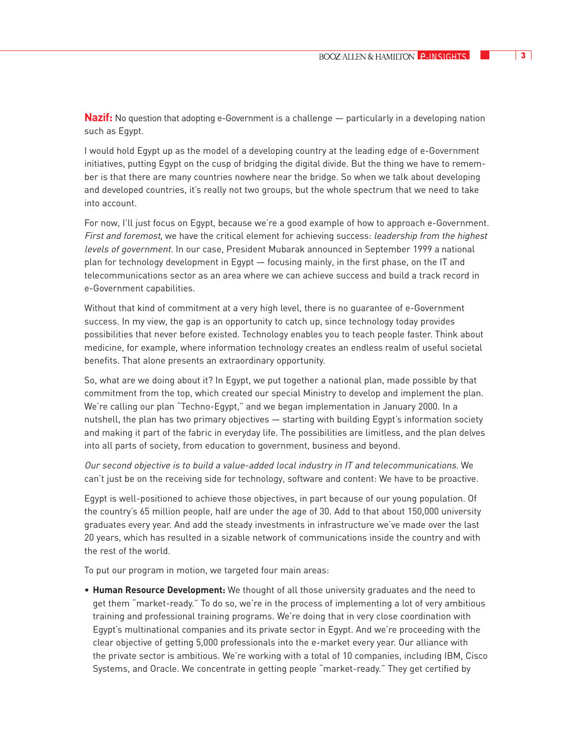**Nazif:** No question that adopting e-Government is a challenge — particularly in a developing nation such as Egypt.

I would hold Egypt up as the model of a developing country at the leading edge of e-Government initiatives, putting Egypt on the cusp of bridging the digital divide. But the thing we have to remember is that there are many countries nowhere near the bridge. So when we talk about developing and developed countries, it's really not two groups, but the whole spectrum that we need to take into account.

For now, I'll just focus on Egypt, because we're a good example of how to approach e-Government. *First and foremost*, we have the critical element for achieving success: *leadership from the highest levels of government.* In our case, President Mubarak announced in September 1999 a national plan for technology development in Egypt — focusing mainly, in the first phase, on the IT and telecommunications sector as an area where we can achieve success and build a track record in e-Government capabilities.

Without that kind of commitment at a very high level, there is no guarantee of e-Government success. In my view, the gap is an opportunity to catch up, since technology today provides possibilities that never before existed. Technology enables you to teach people faster. Think about medicine, for example, where information technology creates an endless realm of useful societal benefits. That alone presents an extraordinary opportunity.

So, what are we doing about it? In Egypt, we put together a national plan, made possible by that commitment from the top, which created our special Ministry to develop and implement the plan. We're calling our plan "Techno-Egypt," and we began implementation in January 2000. In a nutshell, the plan has two primary objectives — starting with building Egypt's information society and making it part of the fabric in everyday life. The possibilities are limitless, and the plan delves into all parts of society, from education to government, business and beyond.

*Our second objective is to build a value-added local industry in IT and telecommunications.* We can't just be on the receiving side for technology, software and content: We have to be proactive.

Egypt is well-positioned to achieve those objectives, in part because of our young population. Of the country's 65 million people, half are under the age of 30. Add to that about 150,000 university graduates every year. And add the steady investments in infrastructure we've made over the last 20 years, which has resulted in a sizable network of communications inside the country and with the rest of the world.

To put our program in motion, we targeted four main areas:

- **Human Resource Development:** We thought of all those university graduates and the need to get them "market-ready." To do so, we're in the process of implementing a lot of very ambitious training and professional training programs. We're doing that in very close coordination with Egypt's multinational companies and its private sector in Egypt. And we're proceeding with the clear objective of getting 5,000 professionals into the e-market every year. Our alliance with the private sector is ambitious. We're working with a total of 10 companies, including IBM, Cisco Systems, and Oracle. We concentrate in getting people "market-ready." They get certified by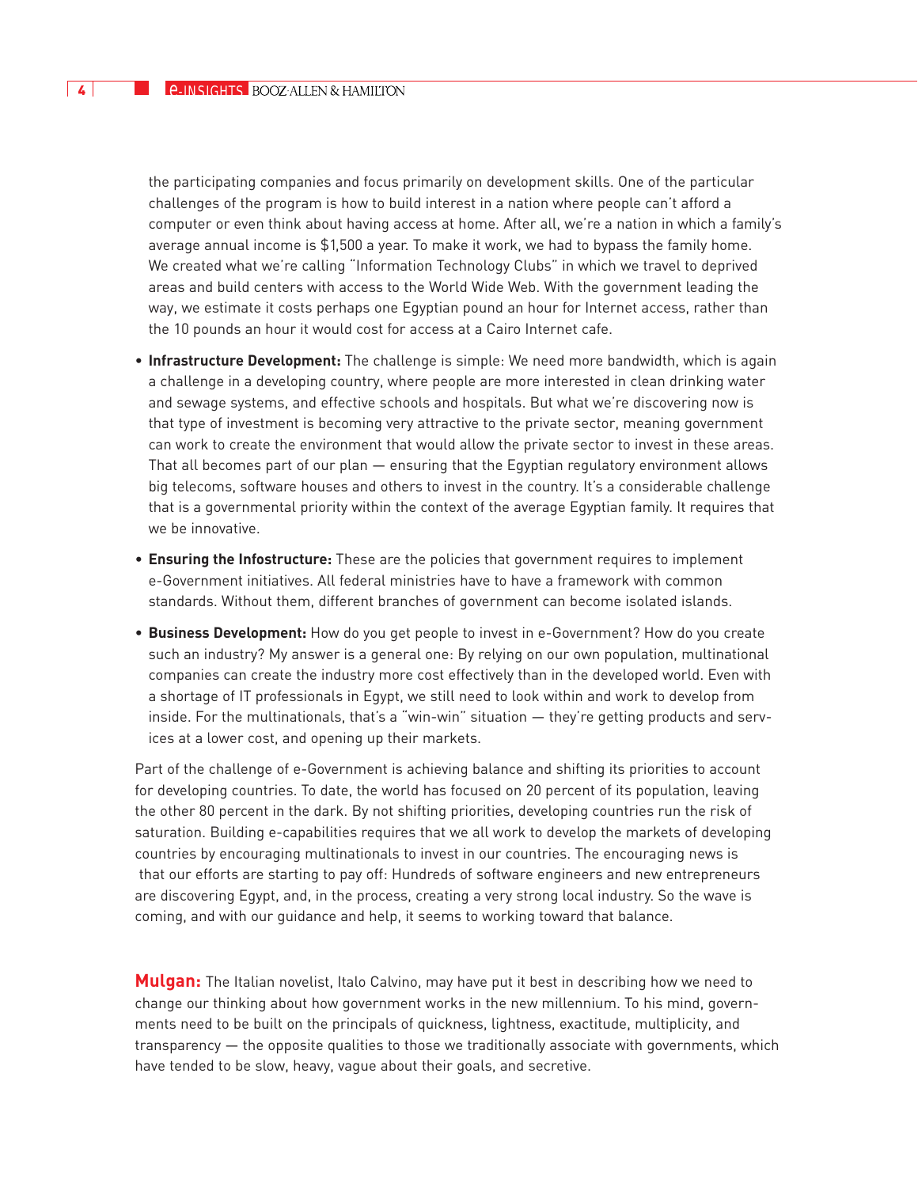the participating companies and focus primarily on development skills. One of the particular challenges of the program is how to build interest in a nation where people can't afford a computer or even think about having access at home. After all, we're a nation in which a family's average annual income is $1,500 a year. To make it work, we had to bypass the family home. We created what we're calling "Information Technology Clubs" in which we travel to deprived areas and build centers with access to the World Wide Web. With the government leading the way, we estimate it costs perhaps one Egyptian pound an hour for Internet access, rather than the 10 pounds an hour it would cost for access at a Cairo Internet cafe.

- **Infrastructure Development:** The challenge is simple: We need more bandwidth, which is again a challenge in a developing country, where people are more interested in clean drinking water and sewage systems, and effective schools and hospitals. But what we're discovering now is that type of investment is becoming very attractive to the private sector, meaning government can work to create the environment that would allow the private sector to invest in these areas. That all becomes part of our plan — ensuring that the Egyptian regulatory environment allows big telecoms, software houses and others to invest in the country. It's a considerable challenge that is a governmental priority within the context of the average Egyptian family. It requires that we be innovative.
- **Ensuring the Infostructure:** These are the policies that government requires to implement e-Government initiatives. All federal ministries have to have a framework with common standards. Without them, different branches of government can become isolated islands.
- **Business Development:** How do you get people to invest in e-Government? How do you create such an industry? My answer is a general one: By relying on our own population, multinational companies can create the industry more cost effectively than in the developed world. Even with a shortage of IT professionals in Egypt, we still need to look within and work to develop from inside. For the multinationals, that's a "win-win" situation — they're getting products and services at a lower cost, and opening up their markets.

Part of the challenge of e-Government is achieving balance and shifting its priorities to account for developing countries. To date, the world has focused on 20 percent of its population, leaving the other 80 percent in the dark. By not shifting priorities, developing countries run the risk of saturation. Building e-capabilities requires that we all work to develop the markets of developing countries by encouraging multinationals to invest in our countries. The encouraging news is that our efforts are starting to pay off: Hundreds of software engineers and new entrepreneurs are discovering Egypt, and, in the process, creating a very strong local industry. So the wave is coming, and with our guidance and help, it seems to working toward that balance.

**Mulgan:** The Italian novelist, Italo Calvino, may have put it best in describing how we need to change our thinking about how government works in the new millennium. To his mind, governments need to be built on the principals of quickness, lightness, exactitude, multiplicity, and transparency — the opposite qualities to those we traditionally associate with governments, which have tended to be slow, heavy, vague about their goals, and secretive.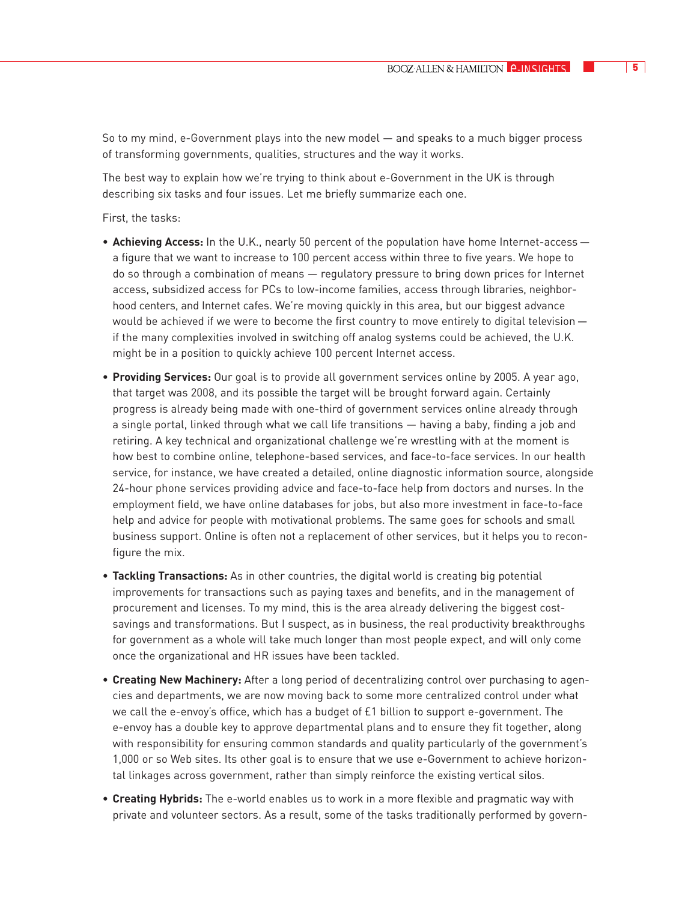So to my mind, e-Government plays into the new model — and speaks to a much bigger process of transforming governments, qualities, structures and the way it works.

The best way to explain how we're trying to think about e-Government in the UK is through describing six tasks and four issues. Let me briefly summarize each one.

First, the tasks:

- **Achieving Access:** In the U.K., nearly 50 percent of the population have home Internet-access — a figure that we want to increase to 100 percent access within three to five years. We hope to do so through a combination of means — regulatory pressure to bring down prices for Internet access, subsidized access for PCs to low-income families, access through libraries, neighborhood centers, and Internet cafes. We're moving quickly in this area, but our biggest advance would be achieved if we were to become the first country to move entirely to digital television — if the many complexities involved in switching off analog systems could be achieved, the U.K. might be in a position to quickly achieve 100 percent Internet access.
- **Providing Services:** Our goal is to provide all government services online by 2005. A year ago, that target was 2008, and its possible the target will be brought forward again. Certainly progress is already being made with one-third of government services online already through a single portal, linked through what we call life transitions — having a baby, finding a job and retiring. A key technical and organizational challenge we're wrestling with at the moment is how best to combine online, telephone-based services, and face-to-face services. In our health service, for instance, we have created a detailed, online diagnostic information source, alongside 24-hour phone services providing advice and face-to-face help from doctors and nurses. In the employment field, we have online databases for jobs, but also more investment in face-to-face help and advice for people with motivational problems. The same goes for schools and small business support. Online is often not a replacement of other services, but it helps you to reconfigure the mix.
- **Tackling Transactions:** As in other countries, the digital world is creating big potential improvements for transactions such as paying taxes and benefits, and in the management of procurement and licenses. To my mind, this is the area already delivering the biggest cost-savings and transformations. But I suspect, as in business, the real productivity breakthroughs for government as a whole will take much longer than most people expect, and will only come once the organizational and HR issues have been tackled.
- **Creating New Machinery:** After a long period of decentralizing control over purchasing to agencies and departments, we are now moving back to some more centralized control under what we call the e-envoy's office, which has a budget of £1 billion to support e-government. The e-envoy has a double key to approve departmental plans and to ensure they fit together, along with responsibility for ensuring common standards and quality particularly of the government's 1,000 or so Web sites. Its other goal is to ensure that we use e-Government to achieve horizontal linkages across government, rather than simply reinforce the existing vertical silos.
- **Creating Hybrids:** The e-world enables us to work in a more flexible and pragmatic way with private and volunteer sectors. As a result, some of the tasks traditionally performed by govern-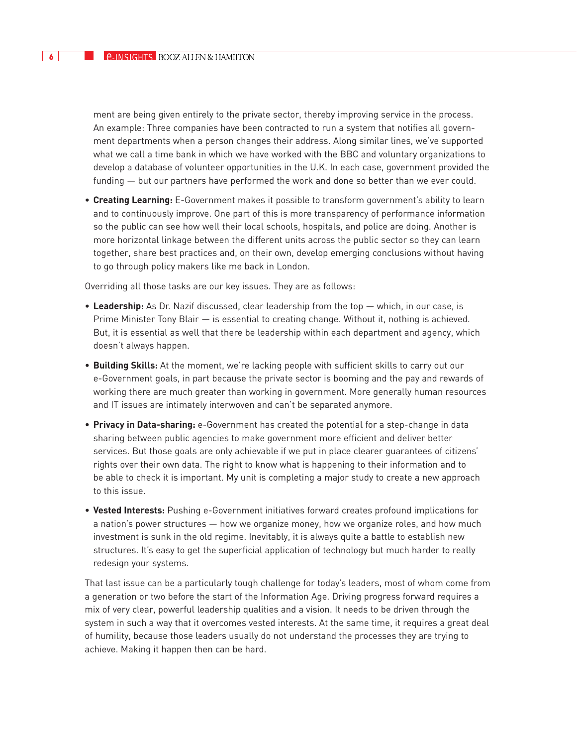ment are being given entirely to the private sector, thereby improving service in the process. An example: Three companies have been contracted to run a system that notifies all government departments when a person changes their address. Along similar lines, we've supported what we call a time bank in which we have worked with the BBC and voluntary organizations to develop a database of volunteer opportunities in the U.K. In each case, government provided the funding — but our partners have performed the work and done so better than we ever could.

- **Creating Learning:** E-Government makes it possible to transform government's ability to learn and to continuously improve. One part of this is more transparency of performance information so the public can see how well their local schools, hospitals, and police are doing. Another is more horizontal linkage between the different units across the public sector so they can learn together, share best practices and, on their own, develop emerging conclusions without having to go through policy makers like me back in London.

Overriding all those tasks are our key issues. They are as follows:

- **Leadership:** As Dr. Nazif discussed, clear leadership from the top — which, in our case, is Prime Minister Tony Blair — is essential to creating change. Without it, nothing is achieved. But, it is essential as well that there be leadership within each department and agency, which doesn't always happen.

- **Building Skills:** At the moment, we're lacking people with sufficient skills to carry out our e-Government goals, in part because the private sector is booming and the pay and rewards of working there are much greater than working in government. More generally human resources and IT issues are intimately interwoven and can't be separated anymore.

- **Privacy in Data-sharing:** e-Government has created the potential for a step-change in data sharing between public agencies to make government more efficient and deliver better services. But those goals are only achievable if we put in place clearer guarantees of citizens' rights over their own data. The right to know what is happening to their information and to be able to check it is important. My unit is completing a major study to create a new approach to this issue.

- **Vested Interests:** Pushing e-Government initiatives forward creates profound implications for a nation's power structures — how we organize money, how we organize roles, and how much investment is sunk in the old regime. Inevitably, it is always quite a battle to establish new structures. It's easy to get the superficial application of technology but much harder to really redesign your systems.

That last issue can be a particularly tough challenge for today's leaders, most of whom come from a generation or two before the start of the Information Age. Driving progress forward requires a mix of very clear, powerful leadership qualities and a vision. It needs to be driven through the system in such a way that it overcomes vested interests. At the same time, it requires a great deal of humility, because those leaders usually do not understand the processes they are trying to achieve. Making it happen then can be hard.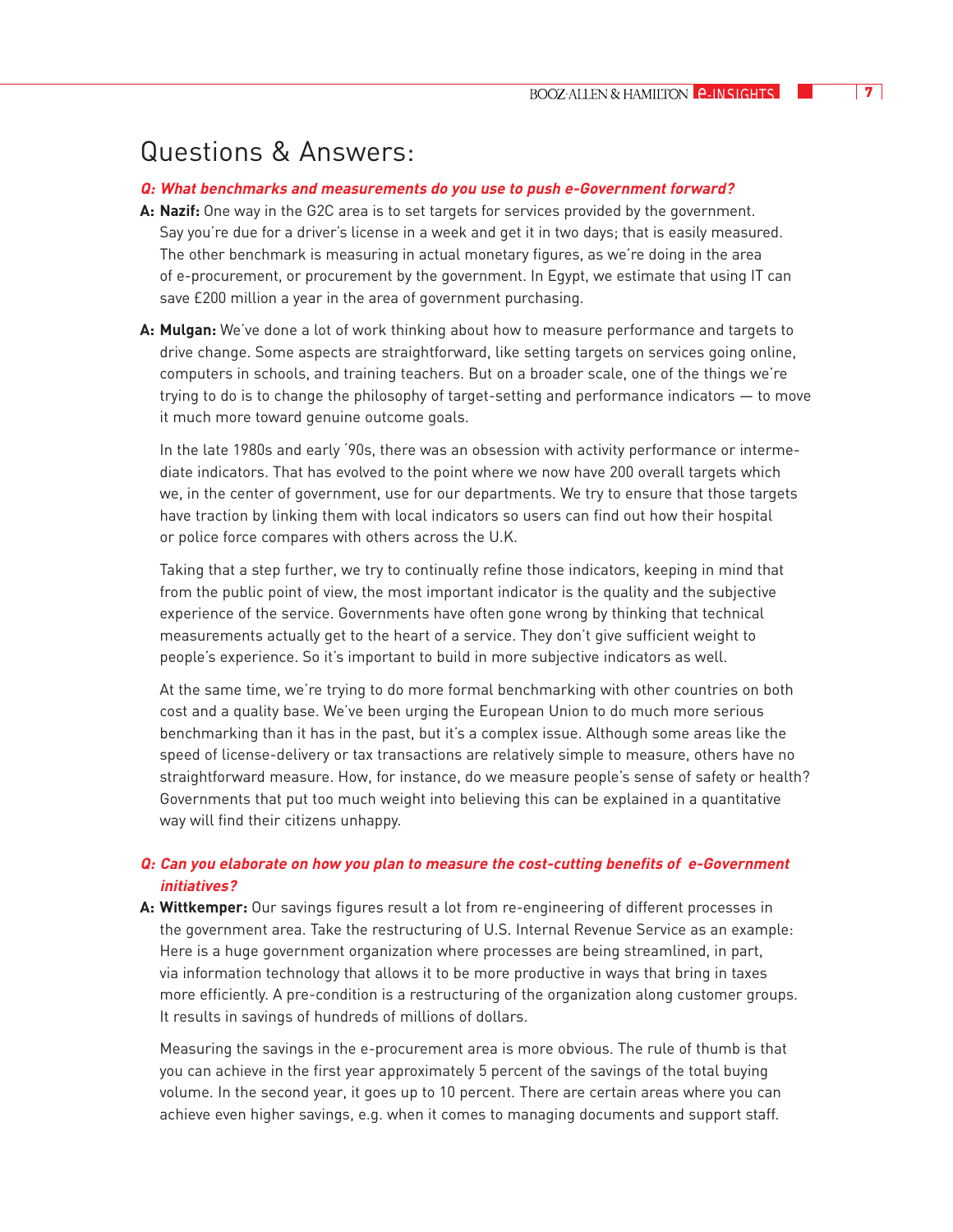## Questions & Answers:

***Q: What benchmarks and measurements do you use to push e-Government forward?***

**A: Nazif:** One way in the G2C area is to set targets for services provided by the government. Say you're due for a driver's license in a week and get it in two days; that is easily measured. The other benchmark is measuring in actual monetary figures, as we're doing in the area of e-procurement, or procurement by the government. In Egypt, we estimate that using IT can save £200 million a year in the area of government purchasing.

**A: Mulgan:** We've done a lot of work thinking about how to measure performance and targets to drive change. Some aspects are straightforward, like setting targets on services going online, computers in schools, and training teachers. But on a broader scale, one of the things we're trying to do is to change the philosophy of target-setting and performance indicators — to move it much more toward genuine outcome goals.

In the late 1980s and early '90s, there was an obsession with activity performance or intermediate indicators. That has evolved to the point where we now have 200 overall targets which we, in the center of government, use for our departments. We try to ensure that those targets have traction by linking them with local indicators so users can find out how their hospital or police force compares with others across the U.K.

Taking that a step further, we try to continually refine those indicators, keeping in mind that from the public point of view, the most important indicator is the quality and the subjective experience of the service. Governments have often gone wrong by thinking that technical measurements actually get to the heart of a service. They don't give sufficient weight to people's experience. So it's important to build in more subjective indicators as well.

At the same time, we're trying to do more formal benchmarking with other countries on both cost and a quality base. We've been urging the European Union to do much more serious benchmarking than it has in the past, but it's a complex issue. Although some areas like the speed of license-delivery or tax transactions are relatively simple to measure, others have no straightforward measure. How, for instance, do we measure people's sense of safety or health? Governments that put too much weight into believing this can be explained in a quantitative way will find their citizens unhappy.

***Q: Can you elaborate on how you plan to measure the cost-cutting benefits of e-Government initiatives?***

**A: Wittkemper:** Our savings figures result a lot from re-engineering of different processes in the government area. Take the restructuring of U.S. Internal Revenue Service as an example: Here is a huge government organization where processes are being streamlined, in part, via information technology that allows it to be more productive in ways that bring in taxes more efficiently. A pre-condition is a restructuring of the organization along customer groups. It results in savings of hundreds of millions of dollars.

Measuring the savings in the e-procurement area is more obvious. The rule of thumb is that you can achieve in the first year approximately 5 percent of the savings of the total buying volume. In the second year, it goes up to 10 percent. There are certain areas where you can achieve even higher savings, e.g. when it comes to managing documents and support staff.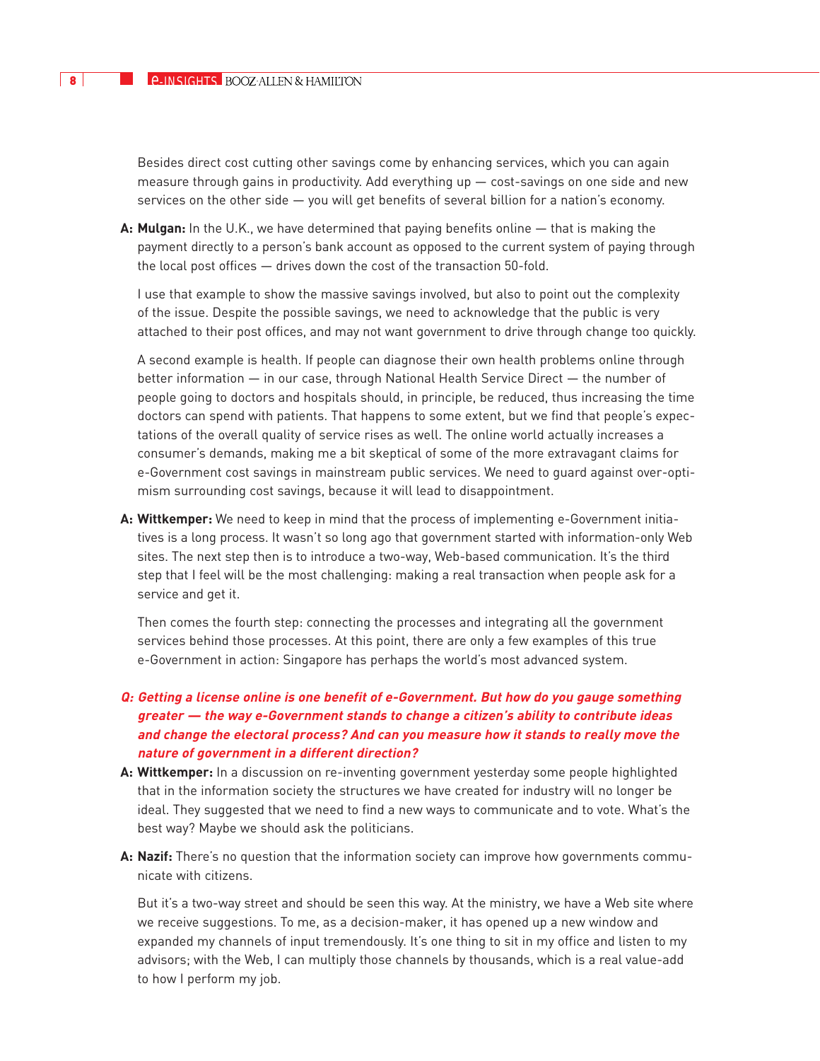Besides direct cost cutting other savings come by enhancing services, which you can again measure through gains in productivity. Add everything up — cost-savings on one side and new services on the other side — you will get benefits of several billion for a nation's economy.

**A: Mulgan:** In the U.K., we have determined that paying benefits online — that is making the payment directly to a person's bank account as opposed to the current system of paying through the local post offices — drives down the cost of the transaction 50-fold.

I use that example to show the massive savings involved, but also to point out the complexity of the issue. Despite the possible savings, we need to acknowledge that the public is very attached to their post offices, and may not want government to drive through change too quickly.

A second example is health. If people can diagnose their own health problems online through better information — in our case, through National Health Service Direct — the number of people going to doctors and hospitals should, in principle, be reduced, thus increasing the time doctors can spend with patients. That happens to some extent, but we find that people's expectations of the overall quality of service rises as well. The online world actually increases a consumer's demands, making me a bit skeptical of some of the more extravagant claims for e-Government cost savings in mainstream public services. We need to guard against over-optimism surrounding cost savings, because it will lead to disappointment.

**A: Wittkemper:** We need to keep in mind that the process of implementing e-Government initiatives is a long process. It wasn't so long ago that government started with information-only Web sites. The next step then is to introduce a two-way, Web-based communication. It's the third step that I feel will be the most challenging: making a real transaction when people ask for a service and get it.

Then comes the fourth step: connecting the processes and integrating all the government services behind those processes. At this point, there are only a few examples of this true e-Government in action: Singapore has perhaps the world's most advanced system.

***Q: Getting a license online is one benefit of e-Government. But how do you gauge something greater — the way e-Government stands to change a citizen's ability to contribute ideas and change the electoral process? And can you measure how it stands to really move the nature of government in a different direction?***

**A: Wittkemper:** In a discussion on re-inventing government yesterday some people highlighted that in the information society the structures we have created for industry will no longer be ideal. They suggested that we need to find a new ways to communicate and to vote. What's the best way? Maybe we should ask the politicians.

**A: Nazif:** There's no question that the information society can improve how governments communicate with citizens.

But it's a two-way street and should be seen this way. At the ministry, we have a Web site where we receive suggestions. To me, as a decision-maker, it has opened up a new window and expanded my channels of input tremendously. It's one thing to sit in my office and listen to my advisors; with the Web, I can multiply those channels by thousands, which is a real value-add to how I perform my job.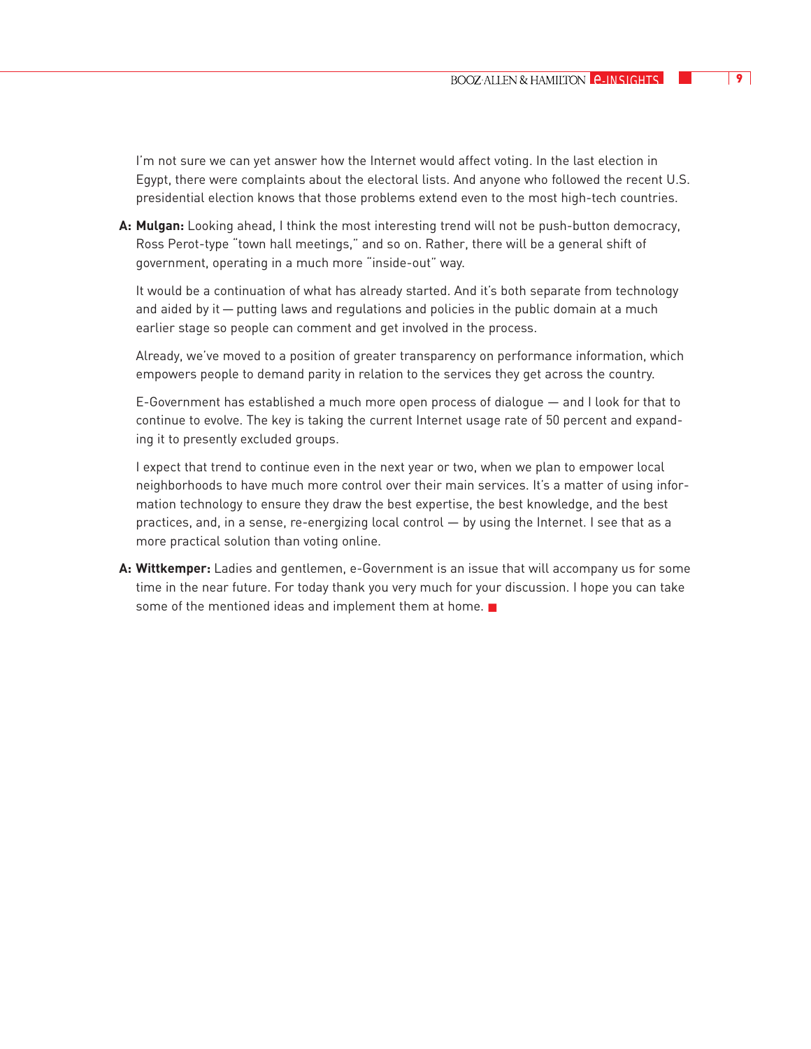I'm not sure we can yet answer how the Internet would affect voting. In the last election in Egypt, there were complaints about the electoral lists. And anyone who followed the recent U.S. presidential election knows that those problems extend even to the most high-tech countries.

**A: Mulgan:** Looking ahead, I think the most interesting trend will not be push-button democracy, Ross Perot-type "town hall meetings," and so on. Rather, there will be a general shift of government, operating in a much more "inside-out" way.

It would be a continuation of what has already started. And it's both separate from technology and aided by it — putting laws and regulations and policies in the public domain at a much earlier stage so people can comment and get involved in the process.

Already, we've moved to a position of greater transparency on performance information, which empowers people to demand parity in relation to the services they get across the country.

E-Government has established a much more open process of dialogue — and I look for that to continue to evolve. The key is taking the current Internet usage rate of 50 percent and expanding it to presently excluded groups.

I expect that trend to continue even in the next year or two, when we plan to empower local neighborhoods to have much more control over their main services. It's a matter of using information technology to ensure they draw the best expertise, the best knowledge, and the best practices, and, in a sense, re-energizing local control — by using the Internet. I see that as a more practical solution than voting online.

**A: Wittkemper:** Ladies and gentlemen, e-Government is an issue that will accompany us for some time in the near future. For today thank you very much for your discussion. I hope you can take some of the mentioned ideas and implement them at home. ■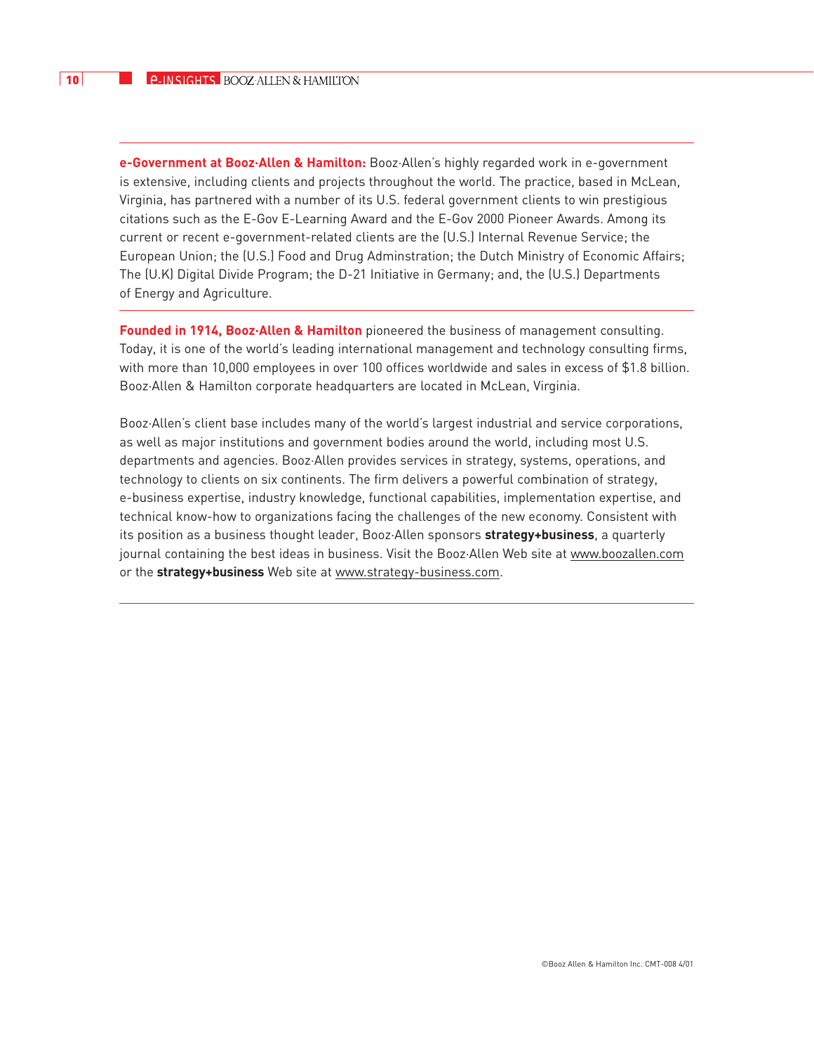**e-Government at Booz·Allen & Hamilton:** Booz·Allen's highly regarded work in e-government is extensive, including clients and projects throughout the world. The practice, based in McLean, Virginia, has partnered with a number of its U.S. federal government clients to win prestigious citations such as the E-Gov E-Learning Award and the E-Gov 2000 Pioneer Awards. Among its current or recent e-government-related clients are the (U.S.) Internal Revenue Service; the European Union; the (U.S.) Food and Drug Adminstration; the Dutch Ministry of Economic Affairs; The (U.K) Digital Divide Program; the D-21 Initiative in Germany; and, the (U.S.) Departments of Energy and Agriculture.

**Founded in 1914, Booz·Allen & Hamilton** pioneered the business of management consulting. Today, it is one of the world's leading international management and technology consulting firms, with more than 10,000 employees in over 100 offices worldwide and sales in excess of $1.8 billion. Booz·Allen & Hamilton corporate headquarters are located in McLean, Virginia.

Booz·Allen's client base includes many of the world's largest industrial and service corporations, as well as major institutions and government bodies around the world, including most U.S. departments and agencies. Booz·Allen provides services in strategy, systems, operations, and technology to clients on six continents. The firm delivers a powerful combination of strategy, e-business expertise, industry knowledge, functional capabilities, implementation expertise, and technical know-how to organizations facing the challenges of the new economy. Consistent with its position as a business thought leader, Booz·Allen sponsors **strategy+business**, a quarterly journal containing the best ideas in business. Visit the Booz·Allen Web site at www.boozallen.com or the **strategy+business** Web site at www.strategy-business.com.

©Booz Allen & Hamilton Inc. CMT-008 4/01